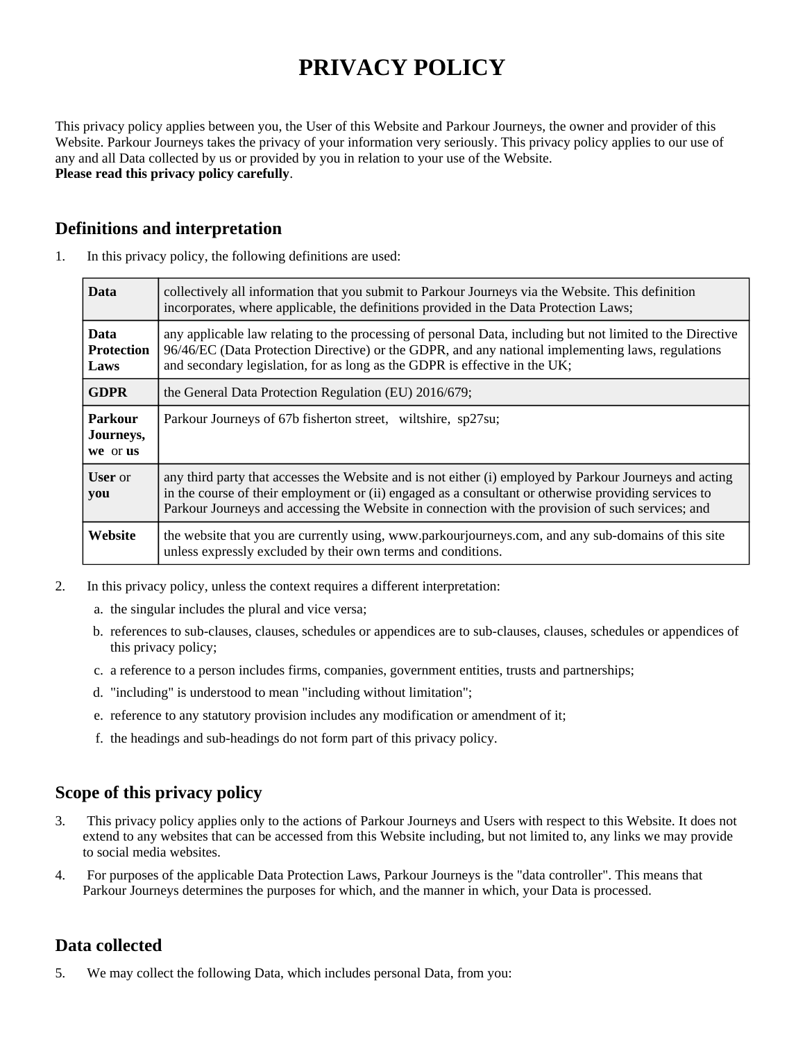# PRIVACY POLICY

This privacy policy applies between you, the User of this Website and Parkour Journeys, the owner and provider of this Website. Parkour Journeys takes the privacy of your information very seriously. This privacy policy applies to our use of any and all Data collected by us or provided by you in relation to your use of the Website.
**Please read this privacy policy carefully**.

## Definitions and interpretation

1. In this privacy policy, the following definitions are used:

| | |
|---|---|
| **Data** | collectively all information that you submit to Parkour Journeys via the Website. This definition incorporates, where applicable, the definitions provided in the Data Protection Laws; |
| **Data Protection Laws** | any applicable law relating to the processing of personal Data, including but not limited to the Directive 96/46/EC (Data Protection Directive) or the GDPR, and any national implementing laws, regulations and secondary legislation, for as long as the GDPR is effective in the UK; |
| **GDPR** | the General Data Protection Regulation (EU) 2016/679; |
| **Parkour Journeys, we** or **us** | Parkour Journeys of 67b fisherton street, wiltshire, sp27su; |
| **User** or **you** | any third party that accesses the Website and is not either (i) employed by Parkour Journeys and acting in the course of their employment or (ii) engaged as a consultant or otherwise providing services to Parkour Journeys and accessing the Website in connection with the provision of such services; and |
| **Website** | the website that you are currently using, www.parkourjourneys.com, and any sub-domains of this site unless expressly excluded by their own terms and conditions. |

2. In this privacy policy, unless the context requires a different interpretation:
   a. the singular includes the plural and vice versa;
   b. references to sub-clauses, clauses, schedules or appendices are to sub-clauses, clauses, schedules or appendices of this privacy policy;
   c. a reference to a person includes firms, companies, government entities, trusts and partnerships;
   d. "including" is understood to mean "including without limitation";
   e. reference to any statutory provision includes any modification or amendment of it;
   f. the headings and sub-headings do not form part of this privacy policy.

## Scope of this privacy policy

3. This privacy policy applies only to the actions of Parkour Journeys and Users with respect to this Website. It does not extend to any websites that can be accessed from this Website including, but not limited to, any links we may provide to social media websites.

4. For purposes of the applicable Data Protection Laws, Parkour Journeys is the "data controller". This means that Parkour Journeys determines the purposes for which, and the manner in which, your Data is processed.

## Data collected

5. We may collect the following Data, which includes personal Data, from you: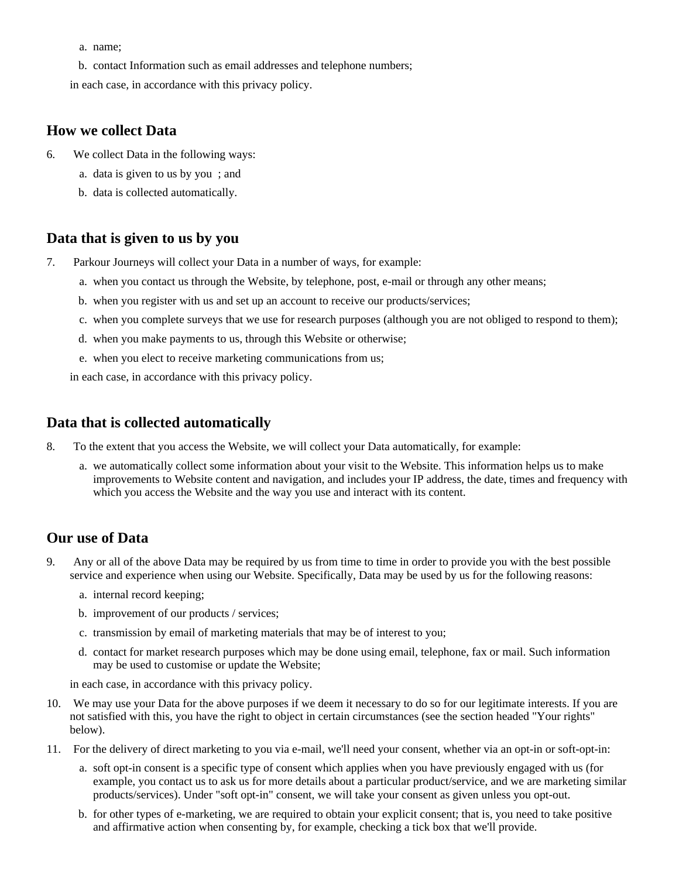a. name;

b. contact Information such as email addresses and telephone numbers;

in each case, in accordance with this privacy policy.

## How we collect Data

6. We collect Data in the following ways:

   a. data is given to us by you ; and

   b. data is collected automatically.

## Data that is given to us by you

7. Parkour Journeys will collect your Data in a number of ways, for example:

   a. when you contact us through the Website, by telephone, post, e-mail or through any other means;

   b. when you register with us and set up an account to receive our products/services;

   c. when you complete surveys that we use for research purposes (although you are not obliged to respond to them);

   d. when you make payments to us, through this Website or otherwise;

   e. when you elect to receive marketing communications from us;

   in each case, in accordance with this privacy policy.

## Data that is collected automatically

8. To the extent that you access the Website, we will collect your Data automatically, for example:

   a. we automatically collect some information about your visit to the Website. This information helps us to make improvements to Website content and navigation, and includes your IP address, the date, times and frequency with which you access the Website and the way you use and interact with its content.

## Our use of Data

9. Any or all of the above Data may be required by us from time to time in order to provide you with the best possible service and experience when using our Website. Specifically, Data may be used by us for the following reasons:

   a. internal record keeping;

   b. improvement of our products / services;

   c. transmission by email of marketing materials that may be of interest to you;

   d. contact for market research purposes which may be done using email, telephone, fax or mail. Such information may be used to customise or update the Website;

   in each case, in accordance with this privacy policy.

10. We may use your Data for the above purposes if we deem it necessary to do so for our legitimate interests. If you are not satisfied with this, you have the right to object in certain circumstances (see the section headed "Your rights" below).

11. For the delivery of direct marketing to you via e-mail, we'll need your consent, whether via an opt-in or soft-opt-in:

    a. soft opt-in consent is a specific type of consent which applies when you have previously engaged with us (for example, you contact us to ask us for more details about a particular product/service, and we are marketing similar products/services). Under "soft opt-in" consent, we will take your consent as given unless you opt-out.

    b. for other types of e-marketing, we are required to obtain your explicit consent; that is, you need to take positive and affirmative action when consenting by, for example, checking a tick box that we'll provide.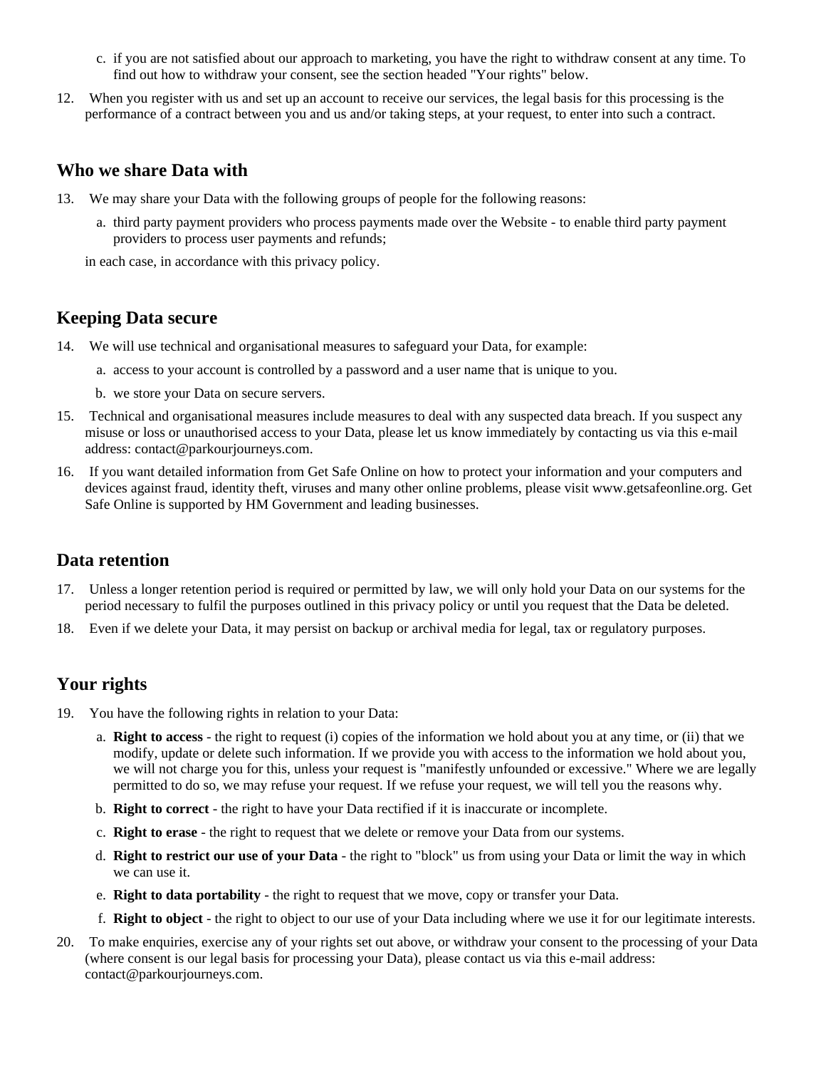c. if you are not satisfied about our approach to marketing, you have the right to withdraw consent at any time. To find out how to withdraw your consent, see the section headed "Your rights" below.

12. When you register with us and set up an account to receive our services, the legal basis for this processing is the performance of a contract between you and us and/or taking steps, at your request, to enter into such a contract.

## Who we share Data with

13. We may share your Data with the following groups of people for the following reasons:

    a. third party payment providers who process payments made over the Website - to enable third party payment providers to process user payments and refunds;

    in each case, in accordance with this privacy policy.

## Keeping Data secure

14. We will use technical and organisational measures to safeguard your Data, for example:

    a. access to your account is controlled by a password and a user name that is unique to you.

    b. we store your Data on secure servers.

15. Technical and organisational measures include measures to deal with any suspected data breach. If you suspect any misuse or loss or unauthorised access to your Data, please let us know immediately by contacting us via this e-mail address: contact@parkourjourneys.com.

16. If you want detailed information from Get Safe Online on how to protect your information and your computers and devices against fraud, identity theft, viruses and many other online problems, please visit www.getsafeonline.org. Get Safe Online is supported by HM Government and leading businesses.

## Data retention

17. Unless a longer retention period is required or permitted by law, we will only hold your Data on our systems for the period necessary to fulfil the purposes outlined in this privacy policy or until you request that the Data be deleted.

18. Even if we delete your Data, it may persist on backup or archival media for legal, tax or regulatory purposes.

## Your rights

19. You have the following rights in relation to your Data:

    a. **Right to access** - the right to request (i) copies of the information we hold about you at any time, or (ii) that we modify, update or delete such information. If we provide you with access to the information we hold about you, we will not charge you for this, unless your request is "manifestly unfounded or excessive." Where we are legally permitted to do so, we may refuse your request. If we refuse your request, we will tell you the reasons why.

    b. **Right to correct** - the right to have your Data rectified if it is inaccurate or incomplete.

    c. **Right to erase** - the right to request that we delete or remove your Data from our systems.

    d. **Right to restrict our use of your Data** - the right to "block" us from using your Data or limit the way in which we can use it.

    e. **Right to data portability** - the right to request that we move, copy or transfer your Data.

    f. **Right to object** - the right to object to our use of your Data including where we use it for our legitimate interests.

20. To make enquiries, exercise any of your rights set out above, or withdraw your consent to the processing of your Data (where consent is our legal basis for processing your Data), please contact us via this e-mail address: contact@parkourjourneys.com.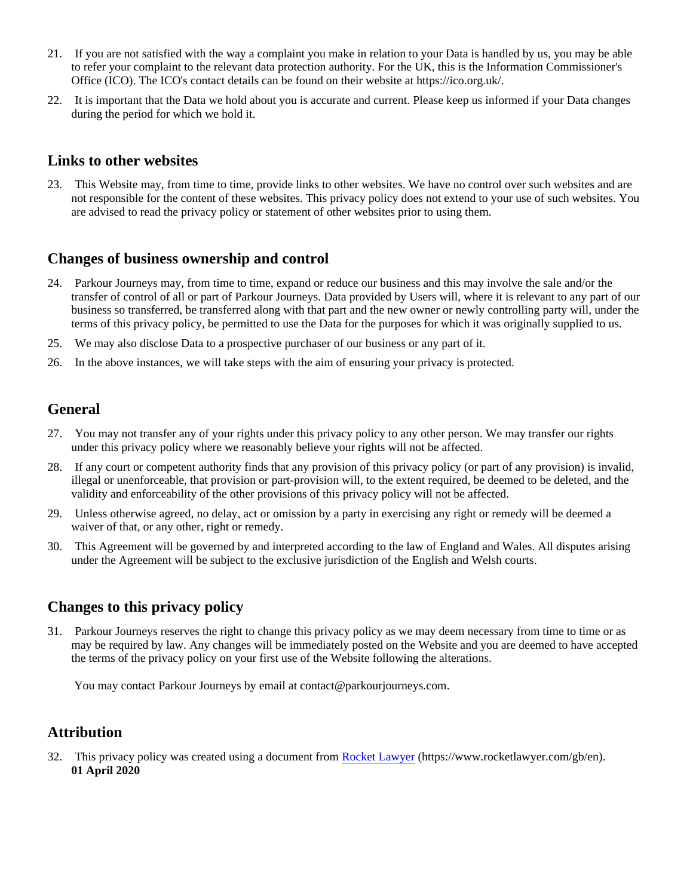21. If you are not satisfied with the way a complaint you make in relation to your Data is handled by us, you may be able to refer your complaint to the relevant data protection authority. For the UK, this is the Information Commissioner's Office (ICO). The ICO's contact details can be found on their website at https://ico.org.uk/.

22. It is important that the Data we hold about you is accurate and current. Please keep us informed if your Data changes during the period for which we hold it.

## Links to other websites

23. This Website may, from time to time, provide links to other websites. We have no control over such websites and are not responsible for the content of these websites. This privacy policy does not extend to your use of such websites. You are advised to read the privacy policy or statement of other websites prior to using them.

## Changes of business ownership and control

24. Parkour Journeys may, from time to time, expand or reduce our business and this may involve the sale and/or the transfer of control of all or part of Parkour Journeys. Data provided by Users will, where it is relevant to any part of our business so transferred, be transferred along with that part and the new owner or newly controlling party will, under the terms of this privacy policy, be permitted to use the Data for the purposes for which it was originally supplied to us.

25. We may also disclose Data to a prospective purchaser of our business or any part of it.

26. In the above instances, we will take steps with the aim of ensuring your privacy is protected.

## General

27. You may not transfer any of your rights under this privacy policy to any other person. We may transfer our rights under this privacy policy where we reasonably believe your rights will not be affected.

28. If any court or competent authority finds that any provision of this privacy policy (or part of any provision) is invalid, illegal or unenforceable, that provision or part-provision will, to the extent required, be deemed to be deleted, and the validity and enforceability of the other provisions of this privacy policy will not be affected.

29. Unless otherwise agreed, no delay, act or omission by a party in exercising any right or remedy will be deemed a waiver of that, or any other, right or remedy.

30. This Agreement will be governed by and interpreted according to the law of England and Wales. All disputes arising under the Agreement will be subject to the exclusive jurisdiction of the English and Welsh courts.

## Changes to this privacy policy

31. Parkour Journeys reserves the right to change this privacy policy as we may deem necessary from time to time or as may be required by law. Any changes will be immediately posted on the Website and you are deemed to have accepted the terms of the privacy policy on your first use of the Website following the alterations.

    You may contact Parkour Journeys by email at contact@parkourjourneys.com.

## Attribution

32. This privacy policy was created using a document from [Rocket Lawyer](https://www.rocketlawyer.com/gb/en) (https://www.rocketlawyer.com/gb/en).
    **01 April 2020**